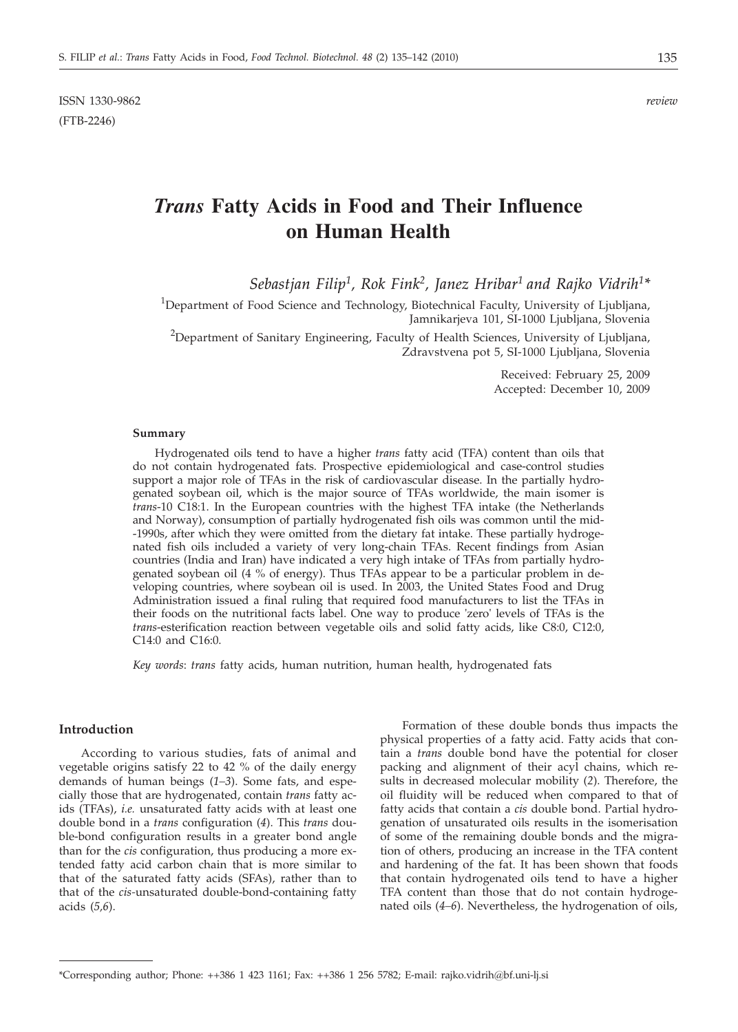ISSN 1330-9862 *review*
(FTB-2246)

# *Trans* Fatty Acids in Food and Their Influence on Human Health

*Sebastjan Filip[1], Rok Fink[2], Janez Hribar[1] and Rajko Vidrih[1]**

[1]Department of Food Science and Technology, Biotechnical Faculty, University of Ljubljana, Jamnikarjeva 101, SI-1000 Ljubljana, Slovenia

[2]Department of Sanitary Engineering, Faculty of Health Sciences, University of Ljubljana, Zdravstvena pot 5, SI-1000 Ljubljana, Slovenia

Received: February 25, 2009
Accepted: December 10, 2009

### Summary

Hydrogenated oils tend to have a higher *trans* fatty acid (TFA) content than oils that do not contain hydrogenated fats. Prospective epidemiological and case-control studies support a major role of TFAs in the risk of cardiovascular disease. In the partially hydrogenated soybean oil, which is the major source of TFAs worldwide, the main isomer is *trans*-10 C18:1. In the European countries with the highest TFA intake (the Netherlands and Norway), consumption of partially hydrogenated fish oils was common until the mid-1990s, after which they were omitted from the dietary fat intake. These partially hydrogenated fish oils included a variety of very long-chain TFAs. Recent findings from Asian countries (India and Iran) have indicated a very high intake of TFAs from partially hydrogenated soybean oil (4 % of energy). Thus TFAs appear to be a particular problem in developing countries, where soybean oil is used. In 2003, the United States Food and Drug Administration issued a final ruling that required food manufacturers to list the TFAs in their foods on the nutritional facts label. One way to produce 'zero' levels of TFAs is the *trans*-esterification reaction between vegetable oils and solid fatty acids, like C8:0, C12:0, C14:0 and C16:0.

*Key words*: *trans* fatty acids, human nutrition, human health, hydrogenated fats

### Introduction

According to various studies, fats of animal and vegetable origins satisfy 22 to 42 % of the daily energy demands of human beings (*1–3*). Some fats, and especially those that are hydrogenated, contain *trans* fatty acids (TFAs), *i.e.* unsaturated fatty acids with at least one double bond in a *trans* configuration (*4*). This *trans* double-bond configuration results in a greater bond angle than for the *cis* configuration, thus producing a more extended fatty acid carbon chain that is more similar to that of the saturated fatty acids (SFAs), rather than to that of the *cis*-unsaturated double-bond-containing fatty acids (*5,6*).

Formation of these double bonds thus impacts the physical properties of a fatty acid. Fatty acids that contain a *trans* double bond have the potential for closer packing and alignment of their acyl chains, which results in decreased molecular mobility (*2*). Therefore, the oil fluidity will be reduced when compared to that of fatty acids that contain a *cis* double bond. Partial hydrogenation of unsaturated oils results in the isomerisation of some of the remaining double bonds and the migration of others, producing an increase in the TFA content and hardening of the fat. It has been shown that foods that contain hydrogenated oils tend to have a higher TFA content than those that do not contain hydrogenated oils (*4–6*). Nevertheless, the hydrogenation of oils,

*Corresponding author; Phone: ++386 1 423 1161; Fax: ++386 1 256 5782; E-mail: rajko.vidrih@bf.uni-lj.si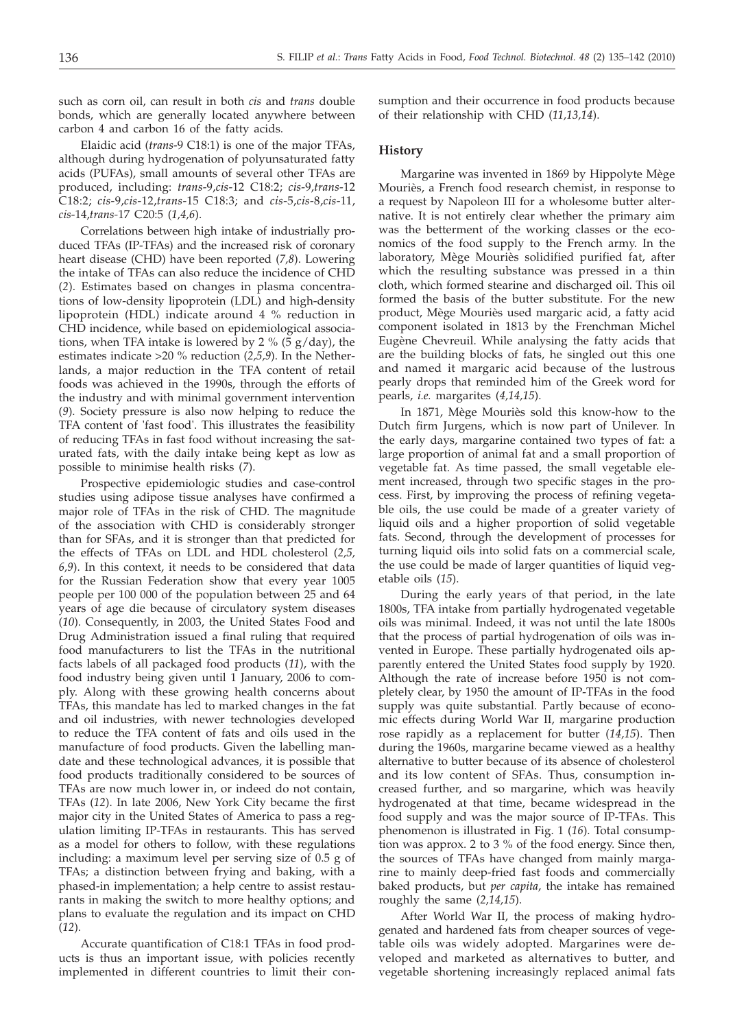such as corn oil, can result in both *cis* and *trans* double bonds, which are generally located anywhere between carbon 4 and carbon 16 of the fatty acids.

Elaidic acid (*trans*-9 C18:1) is one of the major TFAs, although during hydrogenation of polyunsaturated fatty acids (PUFAs), small amounts of several other TFAs are produced, including: *trans*-9,*cis*-12 C18:2; *cis*-9,*trans*-12 C18:2; *cis*-9,*cis*-12,*trans*-15 C18:3; and *cis*-5,*cis*-8,*cis*-11, *cis*-14,*trans*-17 C20:5 (*1,4,6*).

Correlations between high intake of industrially produced TFAs (IP-TFAs) and the increased risk of coronary heart disease (CHD) have been reported (*7,8*). Lowering the intake of TFAs can also reduce the incidence of CHD (*2*). Estimates based on changes in plasma concentrations of low-density lipoprotein (LDL) and high-density lipoprotein (HDL) indicate around 4 % reduction in CHD incidence, while based on epidemiological associations, when TFA intake is lowered by 2 % (5 g/day), the estimates indicate >20 % reduction (*2,5,9*). In the Netherlands, a major reduction in the TFA content of retail foods was achieved in the 1990s, through the efforts of the industry and with minimal government intervention (*9*). Society pressure is also now helping to reduce the TFA content of 'fast food'. This illustrates the feasibility of reducing TFAs in fast food without increasing the saturated fats, with the daily intake being kept as low as possible to minimise health risks (*7*).

Prospective epidemiologic studies and case-control studies using adipose tissue analyses have confirmed a major role of TFAs in the risk of CHD. The magnitude of the association with CHD is considerably stronger than for SFAs, and it is stronger than that predicted for the effects of TFAs on LDL and HDL cholesterol (*2,5, 6,9*). In this context, it needs to be considered that data for the Russian Federation show that every year 1005 people per 100 000 of the population between 25 and 64 years of age die because of circulatory system diseases (*10*). Consequently, in 2003, the United States Food and Drug Administration issued a final ruling that required food manufacturers to list the TFAs in the nutritional facts labels of all packaged food products (*11*), with the food industry being given until 1 January, 2006 to comply. Along with these growing health concerns about TFAs, this mandate has led to marked changes in the fat and oil industries, with newer technologies developed to reduce the TFA content of fats and oils used in the manufacture of food products. Given the labelling mandate and these technological advances, it is possible that food products traditionally considered to be sources of TFAs are now much lower in, or indeed do not contain, TFAs (*12*). In late 2006, New York City became the first major city in the United States of America to pass a regulation limiting IP-TFAs in restaurants. This has served as a model for others to follow, with these regulations including: a maximum level per serving size of 0.5 g of TFAs; a distinction between frying and baking, with a phased-in implementation; a help centre to assist restaurants in making the switch to more healthy options; and plans to evaluate the regulation and its impact on CHD (*12*).

Accurate quantification of C18:1 TFAs in food products is thus an important issue, with policies recently implemented in different countries to limit their consumption and their occurrence in food products because of their relationship with CHD (*11,13,14*).

## History

Margarine was invented in 1869 by Hippolyte Mège Mouriès, a French food research chemist, in response to a request by Napoleon III for a wholesome butter alternative. It is not entirely clear whether the primary aim was the betterment of the working classes or the economics of the food supply to the French army. In the laboratory, Mège Mouriès solidified purified fat, after which the resulting substance was pressed in a thin cloth, which formed stearine and discharged oil. This oil formed the basis of the butter substitute. For the new product, Mège Mouriès used margaric acid, a fatty acid component isolated in 1813 by the Frenchman Michel Eugène Chevreuil. While analysing the fatty acids that are the building blocks of fats, he singled out this one and named it margaric acid because of the lustrous pearly drops that reminded him of the Greek word for pearls, *i.e.* margarites (*4,14,15*).

In 1871, Mège Mouriès sold this know-how to the Dutch firm Jurgens, which is now part of Unilever. In the early days, margarine contained two types of fat: a large proportion of animal fat and a small proportion of vegetable fat. As time passed, the small vegetable element increased, through two specific stages in the process. First, by improving the process of refining vegetable oils, the use could be made of a greater variety of liquid oils and a higher proportion of solid vegetable fats. Second, through the development of processes for turning liquid oils into solid fats on a commercial scale, the use could be made of larger quantities of liquid vegetable oils (*15*).

During the early years of that period, in the late 1800s, TFA intake from partially hydrogenated vegetable oils was minimal. Indeed, it was not until the late 1800s that the process of partial hydrogenation of oils was invented in Europe. These partially hydrogenated oils apparently entered the United States food supply by 1920. Although the rate of increase before 1950 is not completely clear, by 1950 the amount of IP-TFAs in the food supply was quite substantial. Partly because of economic effects during World War II, margarine production rose rapidly as a replacement for butter (*14,15*). Then during the 1960s, margarine became viewed as a healthy alternative to butter because of its absence of cholesterol and its low content of SFAs. Thus, consumption increased further, and so margarine, which was heavily hydrogenated at that time, became widespread in the food supply and was the major source of IP-TFAs. This phenomenon is illustrated in Fig. 1 (*16*). Total consumption was approx. 2 to 3 % of the food energy. Since then, the sources of TFAs have changed from mainly margarine to mainly deep-fried fast foods and commercially baked products, but *per capita*, the intake has remained roughly the same (*2,14,15*).

After World War II, the process of making hydrogenated and hardened fats from cheaper sources of vegetable oils was widely adopted. Margarines were developed and marketed as alternatives to butter, and vegetable shortening increasingly replaced animal fats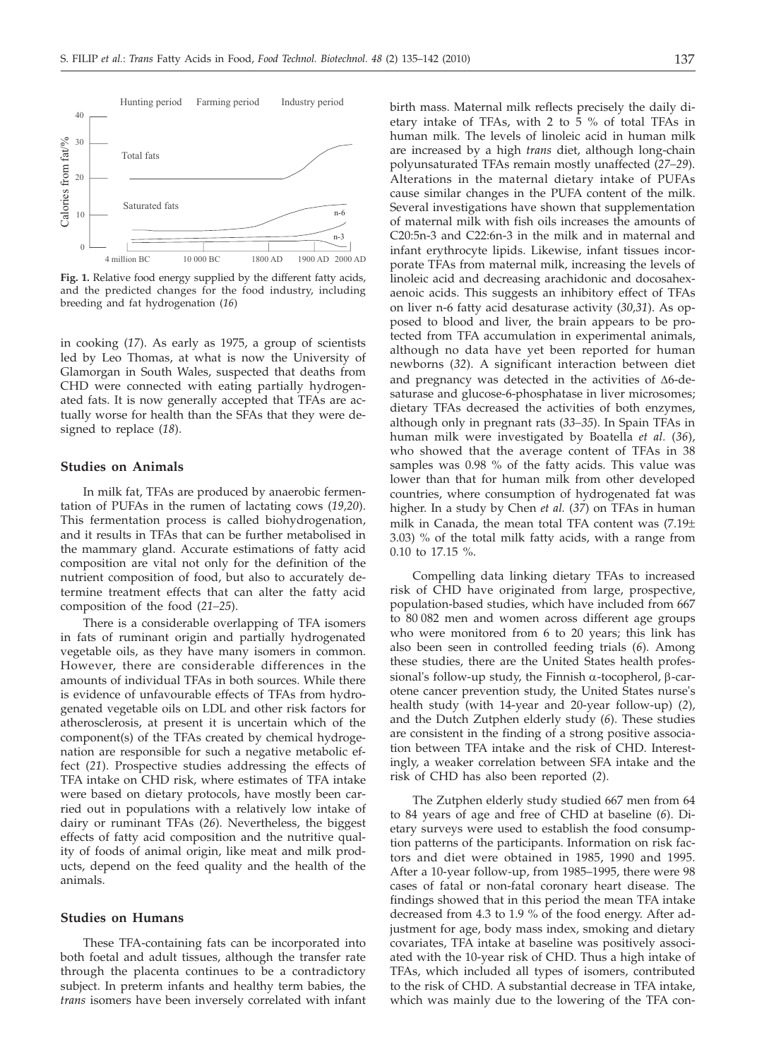Hunting period Farming period Industry period

40

30

20

10

0

Calories from fat/%

Total fats

Saturated fats

n-6

n-3

4 million BC 10 000 BC 1800 AD 1900 AD 2000 AD

**Fig. 1.** Relative food energy supplied by the different fatty acids, and the predicted changes for the food industry, including breeding and fat hydrogenation (*16*)

in cooking (*17*). As early as 1975, a group of scientists led by Leo Thomas, at what is now the University of Glamorgan in South Wales, suspected that deaths from CHD were connected with eating partially hydrogenated fats. It is now generally accepted that TFAs are actually worse for health than the SFAs that they were designed to replace (*18*).

### Studies on Animals

In milk fat, TFAs are produced by anaerobic fermentation of PUFAs in the rumen of lactating cows (*19,20*). This fermentation process is called biohydrogenation, and it results in TFAs that can be further metabolised in the mammary gland. Accurate estimations of fatty acid composition are vital not only for the definition of the nutrient composition of food, but also to accurately determine treatment effects that can alter the fatty acid composition of the food (*21–25*).

There is a considerable overlapping of TFA isomers in fats of ruminant origin and partially hydrogenated vegetable oils, as they have many isomers in common. However, there are considerable differences in the amounts of individual TFAs in both sources. While there is evidence of unfavourable effects of TFAs from hydrogenated vegetable oils on LDL and other risk factors for atherosclerosis, at present it is uncertain which of the component(s) of the TFAs created by chemical hydrogenation are responsible for such a negative metabolic effect (*21*). Prospective studies addressing the effects of TFA intake on CHD risk, where estimates of TFA intake were based on dietary protocols, have mostly been carried out in populations with a relatively low intake of dairy or ruminant TFAs (*26*). Nevertheless, the biggest effects of fatty acid composition and the nutritive quality of foods of animal origin, like meat and milk products, depend on the feed quality and the health of the animals.

### Studies on Humans

These TFA-containing fats can be incorporated into both foetal and adult tissues, although the transfer rate through the placenta continues to be a contradictory subject. In preterm infants and healthy term babies, the *trans* isomers have been inversely correlated with infant birth mass. Maternal milk reflects precisely the daily dietary intake of TFAs, with 2 to 5 % of total TFAs in human milk. The levels of linoleic acid in human milk are increased by a high *trans* diet, although long-chain polyunsaturated TFAs remain mostly unaffected (*27–29*). Alterations in the maternal dietary intake of PUFAs cause similar changes in the PUFA content of the milk. Several investigations have shown that supplementation of maternal milk with fish oils increases the amounts of C20:5n-3 and C22:6n-3 in the milk and in maternal and infant erythrocyte lipids. Likewise, infant tissues incorporate TFAs from maternal milk, increasing the levels of linoleic acid and decreasing arachidonic and docosahexaenoic acids. This suggests an inhibitory effect of TFAs on liver n-6 fatty acid desaturase activity (*30,31*). As opposed to blood and liver, the brain appears to be protected from TFA accumulation in experimental animals, although no data have yet been reported for human newborns (*32*). A significant interaction between diet and pregnancy was detected in the activities of $\Delta6$-desaturase and glucose-6-phosphatase in liver microsomes; dietary TFAs decreased the activities of both enzymes, although only in pregnant rats (*33–35*). In Spain TFAs in human milk were investigated by Boatella *et al.* (*36*), who showed that the average content of TFAs in 38 samples was 0.98 % of the fatty acids. This value was lower than that for human milk from other developed countries, where consumption of hydrogenated fat was higher. In a study by Chen *et al.* (*37*) on TFAs in human milk in Canada, the mean total TFA content was (7.19± 3.03) % of the total milk fatty acids, with a range from 0.10 to 17.15 %.

Compelling data linking dietary TFAs to increased risk of CHD have originated from large, prospective, population-based studies, which have included from 667 to 80 082 men and women across different age groups who were monitored from 6 to 20 years; this link has also been seen in controlled feeding trials (*6*). Among these studies, there are the United States health professional's follow-up study, the Finnish α-tocopherol, β-carotene cancer prevention study, the United States nurse's health study (with 14-year and 20-year follow-up) (*2*), and the Dutch Zutphen elderly study (*6*). These studies are consistent in the finding of a strong positive association between TFA intake and the risk of CHD. Interestingly, a weaker correlation between SFA intake and the risk of CHD has also been reported (*2*).

The Zutphen elderly study studied 667 men from 64 to 84 years of age and free of CHD at baseline (*6*). Dietary surveys were used to establish the food consumption patterns of the participants. Information on risk factors and diet were obtained in 1985, 1990 and 1995. After a 10-year follow-up, from 1985–1995, there were 98 cases of fatal or non-fatal coronary heart disease. The findings showed that in this period the mean TFA intake decreased from 4.3 to 1.9 % of the food energy. After adjustment for age, body mass index, smoking and dietary covariates, TFA intake at baseline was positively associated with the 10-year risk of CHD. Thus a high intake of TFAs, which included all types of isomers, contributed to the risk of CHD. A substantial decrease in TFA intake, which was mainly due to the lowering of the TFA con-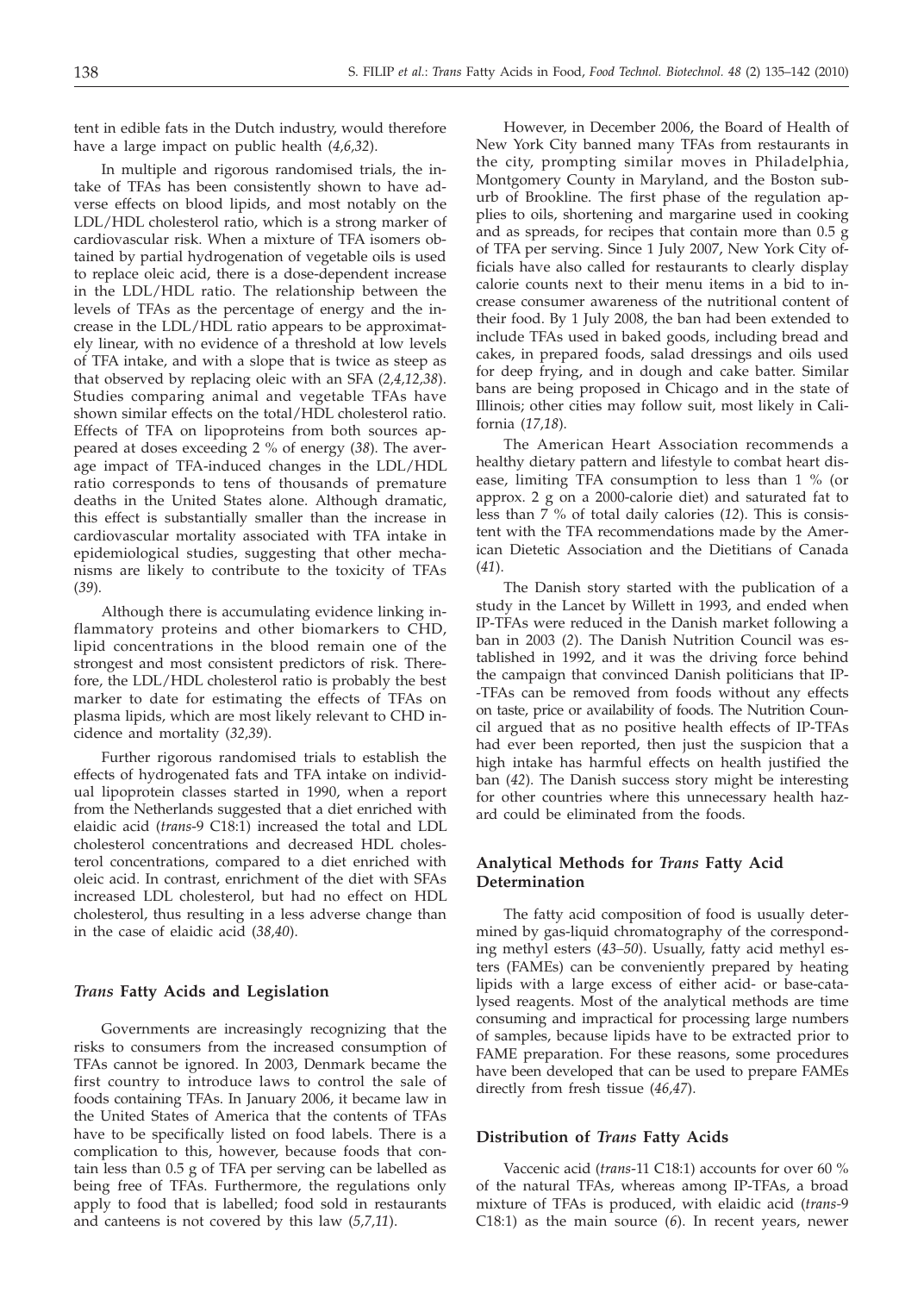tent in edible fats in the Dutch industry, would therefore have a large impact on public health (*4,6,32*).

In multiple and rigorous randomised trials, the intake of TFAs has been consistently shown to have adverse effects on blood lipids, and most notably on the LDL/HDL cholesterol ratio, which is a strong marker of cardiovascular risk. When a mixture of TFA isomers obtained by partial hydrogenation of vegetable oils is used to replace oleic acid, there is a dose-dependent increase in the LDL/HDL ratio. The relationship between the levels of TFAs as the percentage of energy and the increase in the LDL/HDL ratio appears to be approximately linear, with no evidence of a threshold at low levels of TFA intake, and with a slope that is twice as steep as that observed by replacing oleic with an SFA (*2,4,12,38*). Studies comparing animal and vegetable TFAs have shown similar effects on the total/HDL cholesterol ratio. Effects of TFA on lipoproteins from both sources appeared at doses exceeding 2 % of energy (*38*). The average impact of TFA-induced changes in the LDL/HDL ratio corresponds to tens of thousands of premature deaths in the United States alone. Although dramatic, this effect is substantially smaller than the increase in cardiovascular mortality associated with TFA intake in epidemiological studies, suggesting that other mechanisms are likely to contribute to the toxicity of TFAs (*39*).

Although there is accumulating evidence linking inflammatory proteins and other biomarkers to CHD, lipid concentrations in the blood remain one of the strongest and most consistent predictors of risk. Therefore, the LDL/HDL cholesterol ratio is probably the best marker to date for estimating the effects of TFAs on plasma lipids, which are most likely relevant to CHD incidence and mortality (*32,39*).

Further rigorous randomised trials to establish the effects of hydrogenated fats and TFA intake on individual lipoprotein classes started in 1990, when a report from the Netherlands suggested that a diet enriched with elaidic acid (*trans*-9 C18:1) increased the total and LDL cholesterol concentrations and decreased HDL cholesterol concentrations, compared to a diet enriched with oleic acid. In contrast, enrichment of the diet with SFAs increased LDL cholesterol, but had no effect on HDL cholesterol, thus resulting in a less adverse change than in the case of elaidic acid (*38,40*).

## *Trans* Fatty Acids and Legislation

Governments are increasingly recognizing that the risks to consumers from the increased consumption of TFAs cannot be ignored. In 2003, Denmark became the first country to introduce laws to control the sale of foods containing TFAs. In January 2006, it became law in the United States of America that the contents of TFAs have to be specifically listed on food labels. There is a complication to this, however, because foods that contain less than 0.5 g of TFA per serving can be labelled as being free of TFAs. Furthermore, the regulations only apply to food that is labelled; food sold in restaurants and canteens is not covered by this law (*5,7,11*).

However, in December 2006, the Board of Health of New York City banned many TFAs from restaurants in the city, prompting similar moves in Philadelphia, Montgomery County in Maryland, and the Boston suburb of Brookline. The first phase of the regulation applies to oils, shortening and margarine used in cooking and as spreads, for recipes that contain more than 0.5 g of TFA per serving. Since 1 July 2007, New York City officials have also called for restaurants to clearly display calorie counts next to their menu items in a bid to increase consumer awareness of the nutritional content of their food. By 1 July 2008, the ban had been extended to include TFAs used in baked goods, including bread and cakes, in prepared foods, salad dressings and oils used for deep frying, and in dough and cake batter. Similar bans are being proposed in Chicago and in the state of Illinois; other cities may follow suit, most likely in California (*17,18*).

The American Heart Association recommends a healthy dietary pattern and lifestyle to combat heart disease, limiting TFA consumption to less than 1 % (or approx. 2 g on a 2000-calorie diet) and saturated fat to less than 7 % of total daily calories (*12*). This is consistent with the TFA recommendations made by the American Dietetic Association and the Dietitians of Canada (*41*).

The Danish story started with the publication of a study in the Lancet by Willett in 1993, and ended when IP-TFAs were reduced in the Danish market following a ban in 2003 (*2*). The Danish Nutrition Council was established in 1992, and it was the driving force behind the campaign that convinced Danish politicians that IP-TFAs can be removed from foods without any effects on taste, price or availability of foods. The Nutrition Council argued that as no positive health effects of IP-TFAs had ever been reported, then just the suspicion that a high intake has harmful effects on health justified the ban (*42*). The Danish success story might be interesting for other countries where this unnecessary health hazard could be eliminated from the foods.

## Analytical Methods for *Trans* Fatty Acid Determination

The fatty acid composition of food is usually determined by gas-liquid chromatography of the corresponding methyl esters (*43–50*). Usually, fatty acid methyl esters (FAMEs) can be conveniently prepared by heating lipids with a large excess of either acid- or base-catalysed reagents. Most of the analytical methods are time consuming and impractical for processing large numbers of samples, because lipids have to be extracted prior to FAME preparation. For these reasons, some procedures have been developed that can be used to prepare FAMEs directly from fresh tissue (*46,47*).

## Distribution of *Trans* Fatty Acids

Vaccenic acid (*trans*-11 C18:1) accounts for over 60 % of the natural TFAs, whereas among IP-TFAs, a broad mixture of TFAs is produced, with elaidic acid (*trans*-9 C18:1) as the main source (*6*). In recent years, newer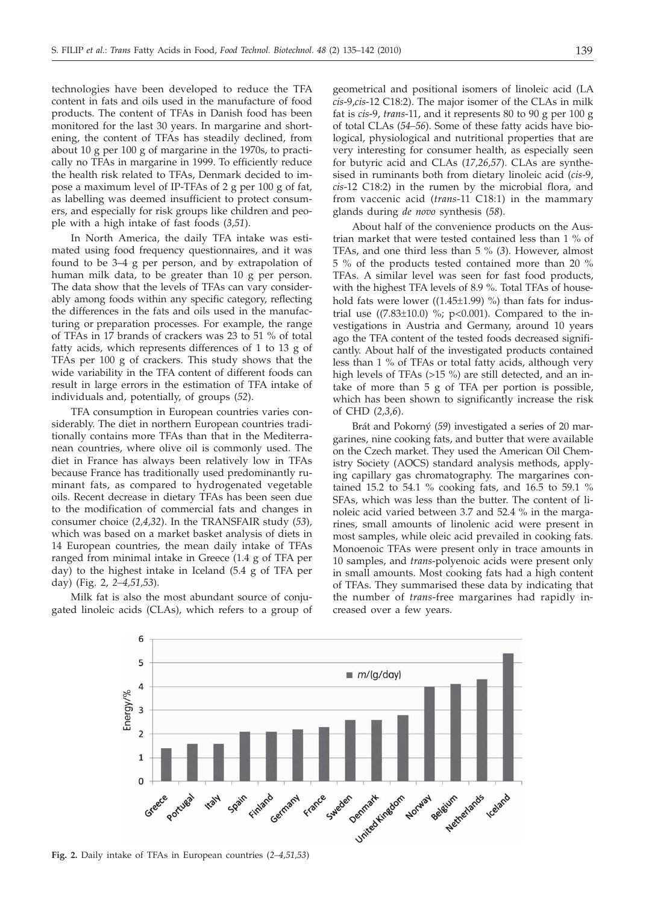technologies have been developed to reduce the TFA content in fats and oils used in the manufacture of food products. The content of TFAs in Danish food has been monitored for the last 30 years. In margarine and shortening, the content of TFAs has steadily declined, from about 10 g per 100 g of margarine in the 1970s, to practically no TFAs in margarine in 1999. To efficiently reduce the health risk related to TFAs, Denmark decided to impose a maximum level of IP-TFAs of 2 g per 100 g of fat, as labelling was deemed insufficient to protect consumers, and especially for risk groups like children and people with a high intake of fast foods (*3,51*).

In North America, the daily TFA intake was estimated using food frequency questionnaires, and it was found to be 3–4 g per person, and by extrapolation of human milk data, to be greater than 10 g per person. The data show that the levels of TFAs can vary considerably among foods within any specific category, reflecting the differences in the fats and oils used in the manufacturing or preparation processes. For example, the range of TFAs in 17 brands of crackers was 23 to 51 % of total fatty acids, which represents differences of 1 to 13 g of TFAs per 100 g of crackers. This study shows that the wide variability in the TFA content of different foods can result in large errors in the estimation of TFA intake of individuals and, potentially, of groups (*52*).

TFA consumption in European countries varies considerably. The diet in northern European countries traditionally contains more TFAs than that in the Mediterranean countries, where olive oil is commonly used. The diet in France has always been relatively low in TFAs because France has traditionally used predominantly ruminant fats, as compared to hydrogenated vegetable oils. Recent decrease in dietary TFAs has been seen due to the modification of commercial fats and changes in consumer choice (*2,4,32*). In the TRANSFAIR study (*53*), which was based on a market basket analysis of diets in 14 European countries, the mean daily intake of TFAs ranged from minimal intake in Greece (1.4 g of TFA per day) to the highest intake in Iceland (5.4 g of TFA per day) (Fig. 2, *2–4,51,53*).

Milk fat is also the most abundant source of conjugated linoleic acids (CLAs), which refers to a group of geometrical and positional isomers of linoleic acid (LA *cis*-9,*cis*-12 C18:2). The major isomer of the CLAs in milk fat is *cis*-9, *trans*-11, and it represents 80 to 90 g per 100 g of total CLAs (*54–56*). Some of these fatty acids have biological, physiological and nutritional properties that are very interesting for consumer health, as especially seen for butyric acid and CLAs (*17,26,57*). CLAs are synthesised in ruminants both from dietary linoleic acid (*cis*-9, *cis*-12 C18:2) in the rumen by the microbial flora, and from vaccenic acid (*trans*-11 C18:1) in the mammary glands during *de novo* synthesis (*58*).

About half of the convenience products on the Austrian market that were tested contained less than 1 % of TFAs, and one third less than 5 % (*3*). However, almost 5 % of the products tested contained more than 20 % TFAs. A similar level was seen for fast food products, with the highest TFA levels of 8.9 %. Total TFAs of household fats were lower ((1.45±1.99) %) than fats for industrial use ((7.83±10.0) %; $p<0.001$). Compared to the investigations in Austria and Germany, around 10 years ago the TFA content of the tested foods decreased significantly. About half of the investigated products contained less than 1 % of TFAs or total fatty acids, although very high levels of TFAs (>15 %) are still detected, and an intake of more than 5 g of TFA per portion is possible, which has been shown to significantly increase the risk of CHD (*2,3,6*).

Brát and Pokorný (*59*) investigated a series of 20 margarines, nine cooking fats, and butter that were available on the Czech market. They used the American Oil Chemistry Society (AOCS) standard analysis methods, applying capillary gas chromatography. The margarines contained 15.2 to 54.1 % cooking fats, and 16.5 to 59.1 % SFAs, which was less than the butter. The content of linoleic acid varied between 3.7 and 52.4 % in the margarines, small amounts of linolenic acid were present in most samples, while oleic acid prevailed in cooking fats. Monoenoic TFAs were present only in trace amounts in 10 samples, and *trans*-polyenoic acids were present only in small amounts. Most cooking fats had a high content of TFAs. They summarised these data by indicating that the number of *trans*-free margarines had rapidly increased over a few years.

**Fig. 2.** Daily intake of TFAs in European countries (*2–4,51,53*)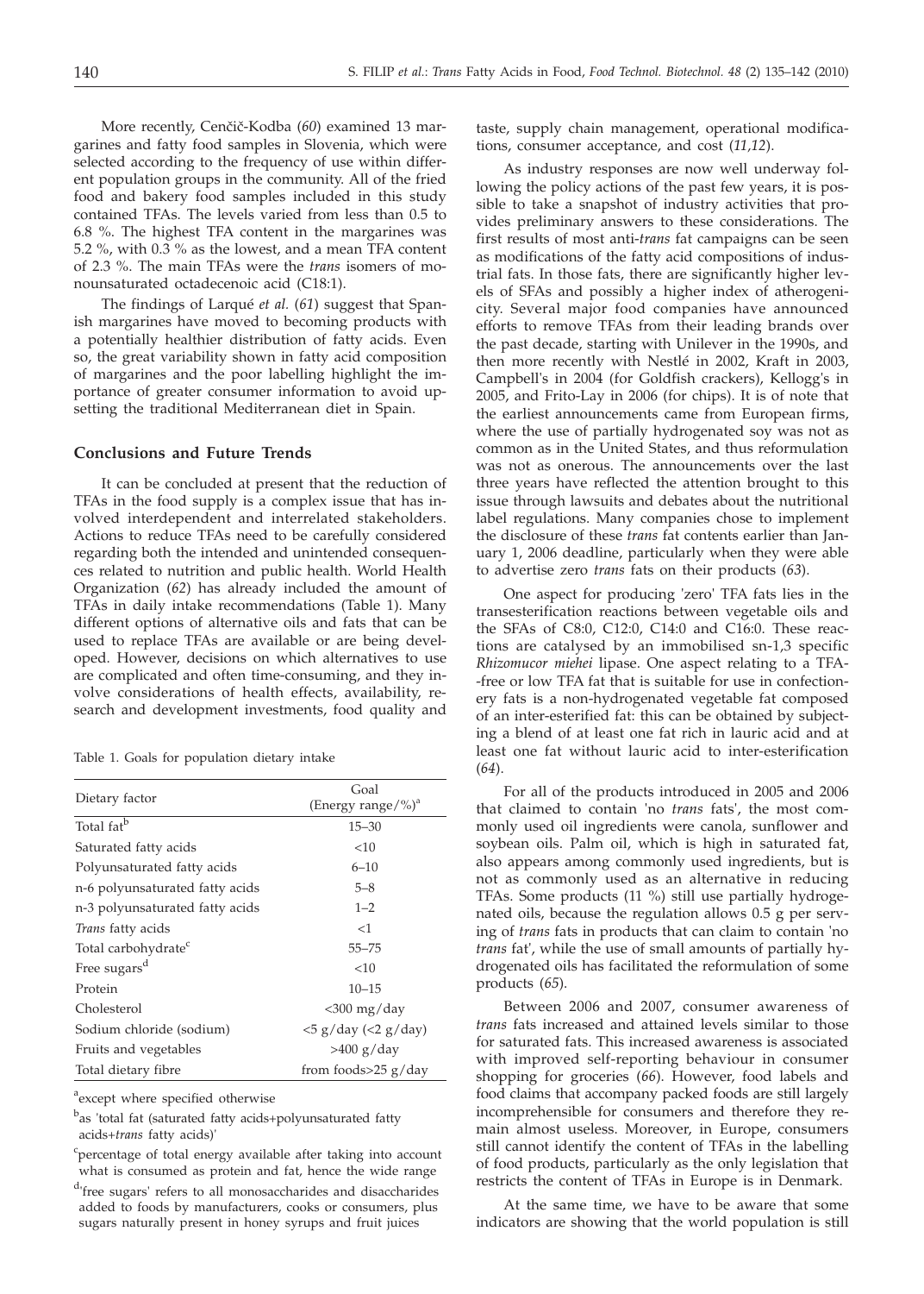More recently, Cenčič-Kodba (*60*) examined 13 margarines and fatty food samples in Slovenia, which were selected according to the frequency of use within different population groups in the community. All of the fried food and bakery food samples included in this study contained TFAs. The levels varied from less than 0.5 to 6.8 %. The highest TFA content in the margarines was 5.2 %, with 0.3 % as the lowest, and a mean TFA content of 2.3 %. The main TFAs were the *trans* isomers of monounsaturated octadecenoic acid (C18:1).

The findings of Larqué *et al.* (*61*) suggest that Spanish margarines have moved to becoming products with a potentially healthier distribution of fatty acids. Even so, the great variability shown in fatty acid composition of margarines and the poor labelling highlight the importance of greater consumer information to avoid upsetting the traditional Mediterranean diet in Spain.

## Conclusions and Future Trends

It can be concluded at present that the reduction of TFAs in the food supply is a complex issue that has involved interdependent and interrelated stakeholders. Actions to reduce TFAs need to be carefully considered regarding both the intended and unintended consequences related to nutrition and public health. World Health Organization (*62*) has already included the amount of TFAs in daily intake recommendations (Table 1). Many different options of alternative oils and fats that can be used to replace TFAs are available or are being developed. However, decisions on which alternatives to use are complicated and often time-consuming, and they involve considerations of health effects, availability, research and development investments, food quality and taste, supply chain management, operational modifications, consumer acceptance, and cost (*11,12*).

Table 1. Goals for population dietary intake

| Dietary factor | Goal (Energy range/%)[a] |
|---|---|
| Total fat[b] | 15–30 |
| Saturated fatty acids | <10 |
| Polyunsaturated fatty acids | 6–10 |
| n-6 polyunsaturated fatty acids | 5–8 |
| n-3 polyunsaturated fatty acids | 1–2 |
| *Trans* fatty acids | <1 |
| Total carbohydrate[c] | 55–75 |
| Free sugars[d] | <10 |
| Protein | 10–15 |
| Cholesterol | <300 mg/day |
| Sodium chloride (sodium) | <5 g/day (<2 g/day) |
| Fruits and vegetables | >400 g/day |
| Total dietary fibre | from foods>25 g/day |

[a]except where specified otherwise

[b]as 'total fat (saturated fatty acids+polyunsaturated fatty acids+*trans* fatty acids)'

[c]percentage of total energy available after taking into account what is consumed as protein and fat, hence the wide range

[d]'free sugars' refers to all monosaccharides and disaccharides added to foods by manufacturers, cooks or consumers, plus sugars naturally present in honey syrups and fruit juices

As industry responses are now well underway following the policy actions of the past few years, it is possible to take a snapshot of industry activities that provides preliminary answers to these considerations. The first results of most anti-*trans* fat campaigns can be seen as modifications of the fatty acid compositions of industrial fats. In those fats, there are significantly higher levels of SFAs and possibly a higher index of atherogenicity. Several major food companies have announced efforts to remove TFAs from their leading brands over the past decade, starting with Unilever in the 1990s, and then more recently with Nestlé in 2002, Kraft in 2003, Campbell's in 2004 (for Goldfish crackers), Kellogg's in 2005, and Frito-Lay in 2006 (for chips). It is of note that the earliest announcements came from European firms, where the use of partially hydrogenated soy was not as common as in the United States, and thus reformulation was not as onerous. The announcements over the last three years have reflected the attention brought to this issue through lawsuits and debates about the nutritional label regulations. Many companies chose to implement the disclosure of these *trans* fat contents earlier than January 1, 2006 deadline, particularly when they were able to advertise zero *trans* fats on their products (*63*).

One aspect for producing 'zero' TFA fats lies in the transesterification reactions between vegetable oils and the SFAs of C8:0, C12:0, C14:0 and C16:0. These reactions are catalysed by an immobilised sn-1,3 specific *Rhizomucor miehei* lipase. One aspect relating to a TFA-free or low TFA fat that is suitable for use in confectionery fats is a non-hydrogenated vegetable fat composed of an inter-esterified fat: this can be obtained by subjecting a blend of at least one fat rich in lauric acid and at least one fat without lauric acid to inter-esterification (*64*).

For all of the products introduced in 2005 and 2006 that claimed to contain 'no *trans* fats', the most commonly used oil ingredients were canola, sunflower and soybean oils. Palm oil, which is high in saturated fat, also appears among commonly used ingredients, but is not as commonly used as an alternative in reducing TFAs. Some products (11 %) still use partially hydrogenated oils, because the regulation allows 0.5 g per serving of *trans* fats in products that can claim to contain 'no *trans* fat', while the use of small amounts of partially hydrogenated oils has facilitated the reformulation of some products (*65*).

Between 2006 and 2007, consumer awareness of *trans* fats increased and attained levels similar to those for saturated fats. This increased awareness is associated with improved self-reporting behaviour in consumer shopping for groceries (*66*). However, food labels and food claims that accompany packed foods are still largely incomprehensible for consumers and therefore they remain almost useless. Moreover, in Europe, consumers still cannot identify the content of TFAs in the labelling of food products, particularly as the only legislation that restricts the content of TFAs in Europe is in Denmark.

At the same time, we have to be aware that some indicators are showing that the world population is still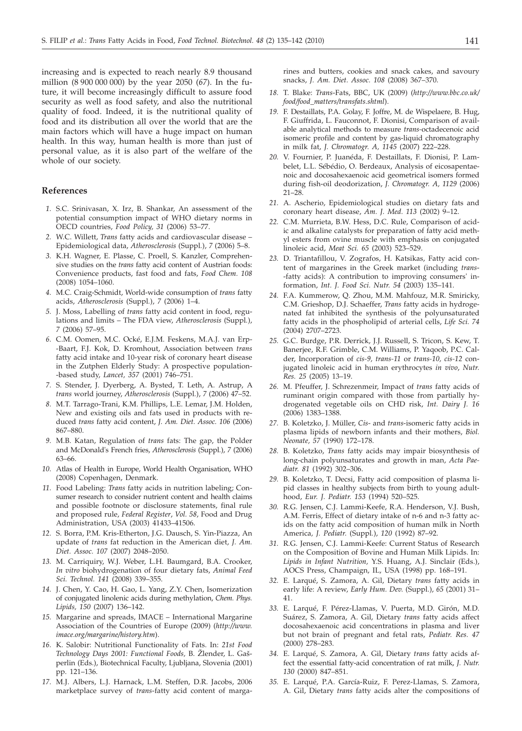increasing and is expected to reach nearly 8.9 thousand million (8 900 000 000) by the year 2050 (*67*). In the future, it will become increasingly difficult to assure food security as well as food safety, and also the nutritional quality of food. Indeed, it is the nutritional quality of food and its distribution all over the world that are the main factors which will have a huge impact on human health. In this way, human health is more than just of personal value, as it is also part of the welfare of the whole of our society.

## References

1. S.C. Srinivasan, X. Irz, B. Shankar, An assessment of the potential consumption impact of WHO dietary norms in OECD countries, *Food Policy, 31* (2006) 53–77.
2. W.C. Willett, *Trans* fatty acids and cardiovascular disease – Epidemiological data, *Atherosclerosis* (Suppl.), *7* (2006) 5–8.
3. K.H. Wagner, E. Plasse, C. Proell, S. Kanzler, Comprehensive studies on the *trans* fatty acid content of Austrian foods: Convenience products, fast food and fats, *Food Chem. 108* (2008) 1054–1060.
4. M.C. Craig-Schmidt, World-wide consumption of *trans* fatty acids, *Atherosclerosis* (Suppl.), *7* (2006) 1–4.
5. J. Moss, Labelling of *trans* fatty acid content in food, regulations and limits – The FDA view, *Atherosclerosis* (Suppl.), *7* (2006) 57–95.
6. C.M. Oomen, M.C. Ocké, E.J.M. Feskens, M.A.J. van Erp-Baart, F.J. Kok, D. Kromhout, Association between *trans* fatty acid intake and 10-year risk of coronary heart disease in the Zutphen Elderly Study: A prospective population-based study, *Lancet, 357* (2001) 746–751.
7. S. Stender, J. Dyerberg, A. Bysted, T. Leth, A. Astrup, A *trans* world journey, *Atherosclerosis* (Suppl.), *7* (2006) 47–52.
8. M.T. Tarrago-Trani, K.M. Phillips, L.E. Lemar, J.M. Holden, New and existing oils and fats used in products with reduced *trans* fatty acid content, *J. Am. Diet. Assoc. 106* (2006) 867–880.
9. M.B. Katan, Regulation of *trans* fats: The gap, the Polder and McDonald's French fries, *Atherosclerosis* (Suppl.), *7* (2006) 63–66.
10. Atlas of Health in Europe, World Health Organisation, WHO (2008) Copenhagen, Denmark.
11. Food Labeling: *Trans* fatty acids in nutrition labeling; Consumer research to consider nutrient content and health claims and possible footnote or disclosure statements, final rule and proposed rule, *Federal Register*, *Vol. 58*, Food and Drug Administration, USA (2003) 41433–41506.
12. S. Borra, P.M. Kris-Etherton, J.G. Dausch, S. Yin-Piazza, An update of *trans* fat reduction in the American diet, *J. Am. Diet. Assoc. 107* (2007) 2048–2050.
13. M. Carriquiry, W.J. Weber, L.H. Baumgard, B.A. Crooker, *In vitro* biohydrogenation of four dietary fats, *Animal Feed Sci. Technol. 141* (2008) 339–355.
14. J. Chen, Y. Cao, H. Gao, L. Yang, Z.Y. Chen, Isomerization of conjugated linolenic acids during methylation, *Chem. Phys. Lipids, 150* (2007) 136–142.
15. Margarine and spreads, IMACE – International Margarine Association of the Countries of Europe (2009) (*http://www.imace.org/margarine/history.htm*).
16. K. Salobir: Nutritional Functionality of Fats. In: *21st Food Technology Days 2001: Functional Foods*, B. Žlender, L. Gašperlin (Eds.), Biotechnical Faculty, Ljubljana, Slovenia (2001) pp. 121–136.
17. M.J. Albers, L.J. Harnack, L.M. Steffen, D.R. Jacobs, 2006 marketplace survey of *trans*-fatty acid content of margarines and butters, cookies and snack cakes, and savoury snacks, *J. Am. Diet. Assoc. 108* (2008) 367–370.
18. T. Blake: *Trans*-Fats, BBC, UK (2009) (*http://www.bbc.co.uk/food/food_matters/transfats.shtml*).
19. F. Destaillats, P.A. Golay, F. Joffre, M. de Wispelaere, B. Hug, F. Giuffrida, L. Fauconnot, F. Dionisi, Comparison of available analytical methods to measure *trans*-octadecenoic acid isomeric profile and content by gas-liquid chromatography in milk fat, *J. Chromatogr. A, 1145* (2007) 222–228.
20. V. Fournier, P. Juanéda, F. Destaillats, F. Dionisi, P. Lambelet, L.L. Sébédio, O. Berdeaux, Analysis of eicosapentaenoic and docosahexaenoic acid geometrical isomers formed during fish-oil deodorization, *J. Chromatogr. A, 1129* (2006) 21–28.
21. A. Ascherio, Epidemiological studies on dietary fats and coronary heart disease, *Am. J. Med. 113* (2002) 9–12.
22. C.M. Murrieta, B.W. Hess, D.C. Rule, Comparison of acidic and alkaline catalysts for preparation of fatty acid methyl esters from ovine muscle with emphasis on conjugated linoleic acid, *Meat Sci. 65* (2003) 523–529.
23. D. Triantafillou, V. Zografos, H. Katsikas, Fatty acid content of margarines in the Greek market (including *trans*-fatty acids): A contribution to improving consumers' information, *Int. J. Food Sci. Nutr. 54* (2003) 135–141.
24. F.A. Kummerow, Q. Zhou, M.M. Mahfouz, M.R. Smiricky, C.M. Grieshop, D.J. Schaeffer, *Trans* fatty acids in hydrogenated fat inhibited the synthesis of the polyunsaturated fatty acids in the phospholipid of arterial cells, *Life Sci. 74* (2004) 2707–2723.
25. G.C. Burdge, P.R. Derrick, J.J. Russell, S. Tricon, S. Kew, T. Banerjee, R.F. Grimble, C.M. Williams, P. Yaqoob, P.C. Calder, Incorporation of *cis-9, trans-11* or *trans-10, cis-12* conjugated linoleic acid in human erythrocytes *in vivo*, *Nutr. Res. 25* (2005) 13–19.
26. M. Pfeuffer, J. Schrezenmeir, Impact of *trans* fatty acids of ruminant origin compared with those from partially hydrogenated vegetable oils on CHD risk, *Int. Dairy J. 16* (2006) 1383–1388.
27. B. Koletzko, J. Müller, *Cis*- and *trans*-isomeric fatty acids in plasma lipids of newborn infants and their mothers, *Biol. Neonate, 57* (1990) 172–178.
28. B. Koletzko, *Trans* fatty acids may impair biosynthesis of long-chain polyunsaturates and growth in man, *Acta Paediatr. 81* (1992) 302–306.
29. B. Koletzko, T. Decsi, Fatty acid composition of plasma lipid classes in healthy subjects from birth to young adulthood, *Eur. J. Pediatr. 153* (1994) 520–525.
30. R.G. Jensen, C.J. Lammi-Keefe, R.A. Henderson, V.J. Bush, A.M. Ferris, Effect of dietary intake of n-6 and n-3 fatty acids on the fatty acid composition of human milk in North America, *J. Pediatr.* (Suppl.), *120* (1992) 87–92.
31. R.G. Jensen, C.J. Lammi-Keefe: Current Status of Research on the Composition of Bovine and Human Milk Lipids. In: *Lipids in Infant Nutrition*, Y.S. Huang, A.J. Sinclair (Eds.), AOCS Press, Champaign, IL, USA (1998) pp. 168–191.
32. E. Larqué, S. Zamora, A. Gil, Dietary *trans* fatty acids in early life: A review, *Early Hum. Dev.* (Suppl.), *65* (2001) 31–41.
33. E. Larqué, F. Pérez-Llamas, V. Puerta, M.D. Girón, M.D. Suárez, S. Zamora, A. Gil, Dietary *trans* fatty acids affect docosahexaenoic acid concentrations in plasma and liver but not brain of pregnant and fetal rats, *Pediatr. Res. 47* (2000) 278–283.
34. E. Larqué, S. Zamora, A. Gil, Dietary *trans* fatty acids affect the essential fatty-acid concentration of rat milk, *J. Nutr. 130* (2000) 847–851.
35. E. Larqué, P.A. García-Ruiz, F. Perez-Llamas, S. Zamora, A. Gil, Dietary *trans* fatty acids alter the compositions of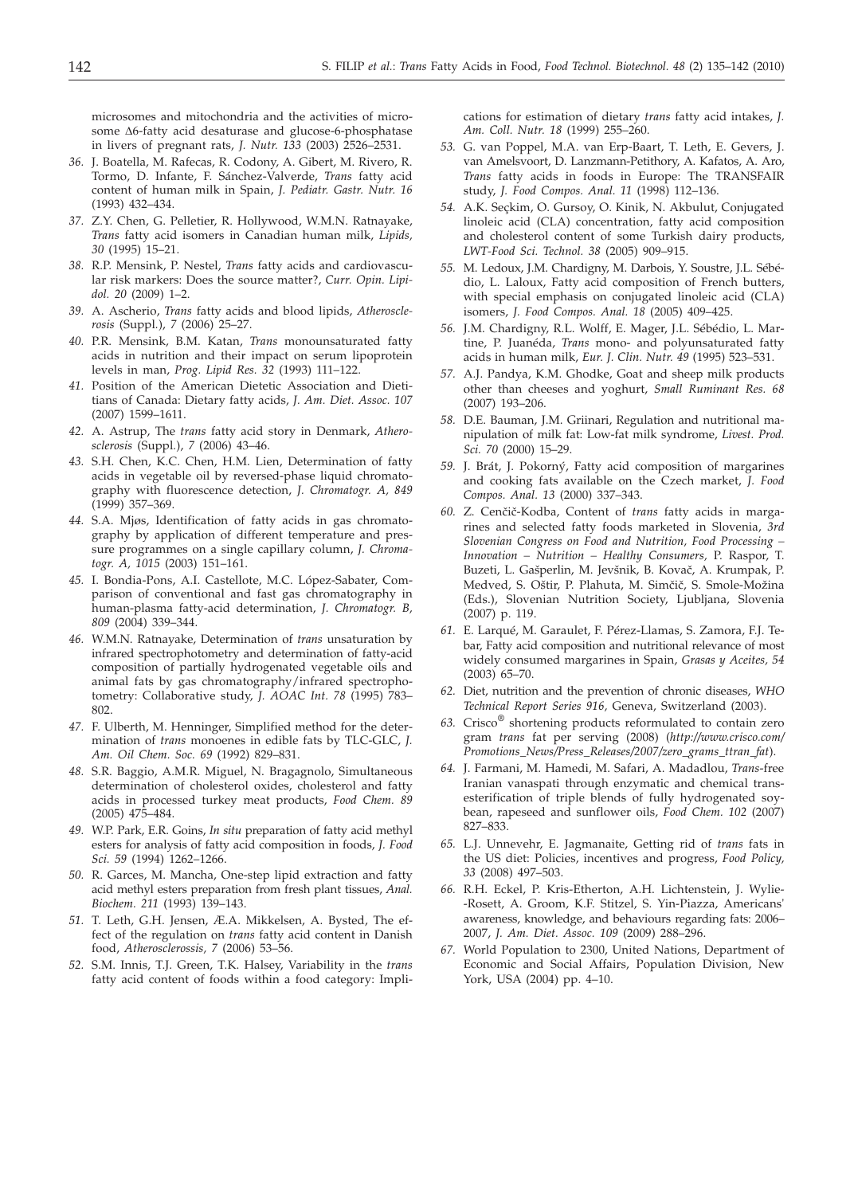microsomes and mitochondria and the activities of microsome Δ6-fatty acid desaturase and glucose-6-phosphatase in livers of pregnant rats, *J. Nutr. 133* (2003) 2526–2531.

*36.* J. Boatella, M. Rafecas, R. Codony, A. Gibert, M. Rivero, R. Tormo, D. Infante, F. Sánchez-Valverde, *Trans* fatty acid content of human milk in Spain, *J. Pediatr. Gastr. Nutr. 16* (1993) 432–434.

*37.* Z.Y. Chen, G. Pelletier, R. Hollywood, W.M.N. Ratnayake, *Trans* fatty acid isomers in Canadian human milk, *Lipids, 30* (1995) 15–21.

*38.* R.P. Mensink, P. Nestel, *Trans* fatty acids and cardiovascular risk markers: Does the source matter?, *Curr. Opin. Lipidol. 20* (2009) 1–2.

*39.* A. Ascherio, *Trans* fatty acids and blood lipids, *Atherosclerosis* (Suppl.), *7* (2006) 25–27.

*40.* P.R. Mensink, B.M. Katan, *Trans* monounsaturated fatty acids in nutrition and their impact on serum lipoprotein levels in man, *Prog. Lipid Res. 32* (1993) 111–122.

*41.* Position of the American Dietetic Association and Dietitians of Canada: Dietary fatty acids, *J. Am. Diet. Assoc. 107* (2007) 1599–1611.

*42.* A. Astrup, The *trans* fatty acid story in Denmark, *Atherosclerosis* (Suppl.), *7* (2006) 43–46.

*43.* S.H. Chen, K.C. Chen, H.M. Lien, Determination of fatty acids in vegetable oil by reversed-phase liquid chromatography with fluorescence detection, *J. Chromatogr. A, 849* (1999) 357–369.

*44.* S.A. Mjøs, Identification of fatty acids in gas chromatography by application of different temperature and pressure programmes on a single capillary column, *J. Chromatogr. A, 1015* (2003) 151–161.

*45.* I. Bondia-Pons, A.I. Castellote, M.C. López-Sabater, Comparison of conventional and fast gas chromatography in human-plasma fatty-acid determination, *J. Chromatogr. B, 809* (2004) 339–344.

*46.* W.M.N. Ratnayake, Determination of *trans* unsaturation by infrared spectrophotometry and determination of fatty-acid composition of partially hydrogenated vegetable oils and animal fats by gas chromatography/infrared spectrophotometry: Collaborative study, *J. AOAC Int. 78* (1995) 783–802.

*47.* F. Ulberth, M. Henninger, Simplified method for the determination of *trans* monoenes in edible fats by TLC-GLC, *J. Am. Oil Chem. Soc. 69* (1992) 829–831.

*48.* S.R. Baggio, A.M.R. Miguel, N. Bragagnolo, Simultaneous determination of cholesterol oxides, cholesterol and fatty acids in processed turkey meat products, *Food Chem. 89* (2005) 475–484.

*49.* W.P. Park, E.R. Goins, *In situ* preparation of fatty acid methyl esters for analysis of fatty acid composition in foods, *J. Food Sci. 59* (1994) 1262–1266.

*50.* R. Garces, M. Mancha, One-step lipid extraction and fatty acid methyl esters preparation from fresh plant tissues, *Anal. Biochem. 211* (1993) 139–143.

*51.* T. Leth, G.H. Jensen, Æ.A. Mikkelsen, A. Bysted, The effect of the regulation on *trans* fatty acid content in Danish food, *Atherosclerossis, 7* (2006) 53–56.

*52.* S.M. Innis, T.J. Green, T.K. Halsey, Variability in the *trans* fatty acid content of foods within a food category: Implications for estimation of dietary *trans* fatty acid intakes, *J. Am. Coll. Nutr. 18* (1999) 255–260.

*53.* G. van Poppel, M.A. van Erp-Baart, T. Leth, E. Gevers, J. van Amelsvoort, D. Lanzmann-Petithory, A. Kafatos, A. Aro, *Trans* fatty acids in foods in Europe: The TRANSFAIR study, *J. Food Compos. Anal. 11* (1998) 112–136.

*54.* A.K. Seçkim, O. Gursoy, O. Kinik, N. Akbulut, Conjugated linoleic acid (CLA) concentration, fatty acid composition and cholesterol content of some Turkish dairy products, *LWT-Food Sci. Technol. 38* (2005) 909–915.

*55.* M. Ledoux, J.M. Chardigny, M. Darbois, Y. Soustre, J.L. Sébédio, L. Laloux, Fatty acid composition of French butters, with special emphasis on conjugated linoleic acid (CLA) isomers, *J. Food Compos. Anal. 18* (2005) 409–425.

*56.* J.M. Chardigny, R.L. Wolff, E. Mager, J.L. Sébédio, L. Martine, P. Juanéda, *Trans* mono- and polyunsaturated fatty acids in human milk, *Eur. J. Clin. Nutr. 49* (1995) 523–531.

*57.* A.J. Pandya, K.M. Ghodke, Goat and sheep milk products other than cheeses and yoghurt, *Small Ruminant Res. 68* (2007) 193–206.

*58.* D.E. Bauman, J.M. Griinari, Regulation and nutritional manipulation of milk fat: Low-fat milk syndrome, *Livest. Prod. Sci. 70* (2000) 15–29.

*59.* J. Brát, J. Pokorný, Fatty acid composition of margarines and cooking fats available on the Czech market, *J. Food Compos. Anal. 13* (2000) 337–343.

*60.* Z. Cenčič-Kodba, Content of *trans* fatty acids in margarines and selected fatty foods marketed in Slovenia, *3rd Slovenian Congress on Food and Nutrition, Food Processing – Innovation – Nutrition – Healthy Consumers,* P. Raspor, T. Buzeti, L. Gašperlin, M. Jevšnik, B. Kovač, A. Krumpak, P. Medved, S. Oštir, P. Plahuta, M. Simčič, S. Smole-Možina (Eds.), Slovenian Nutrition Society, Ljubljana, Slovenia (2007) p. 119.

*61.* E. Larqué, M. Garaulet, F. Pérez-Llamas, S. Zamora, F.J. Tebar, Fatty acid composition and nutritional relevance of most widely consumed margarines in Spain, *Grasas y Aceites, 54* (2003) 65–70.

*62.* Diet, nutrition and the prevention of chronic diseases, *WHO Technical Report Series 916,* Geneva, Switzerland (2003).

*63.* Crisco® shortening products reformulated to contain zero gram *trans* fat per serving (2008) (*http://www.crisco.com/Promotions_News/Press_Releases/2007/zero_grams_ttran_fat*).

*64.* J. Farmani, M. Hamedi, M. Safari, A. Madadlou, *Trans*-free Iranian vanaspati through enzymatic and chemical transesterification of triple blends of fully hydrogenated soybean, rapeseed and sunflower oils, *Food Chem. 102* (2007) 827–833.

*65.* L.J. Unnevehr, E. Jagmanaite, Getting rid of *trans* fats in the US diet: Policies, incentives and progress, *Food Policy, 33* (2008) 497–503.

*66.* R.H. Eckel, P. Kris-Etherton, A.H. Lichtenstein, J. Wylie-Rosett, A. Groom, K.F. Stitzel, S. Yin-Piazza, Americans' awareness, knowledge, and behaviours regarding fats: 2006–2007, *J. Am. Diet. Assoc. 109* (2009) 288–296.

*67.* World Population to 2300, United Nations, Department of Economic and Social Affairs, Population Division, New York, USA (2004) pp. 4–10.